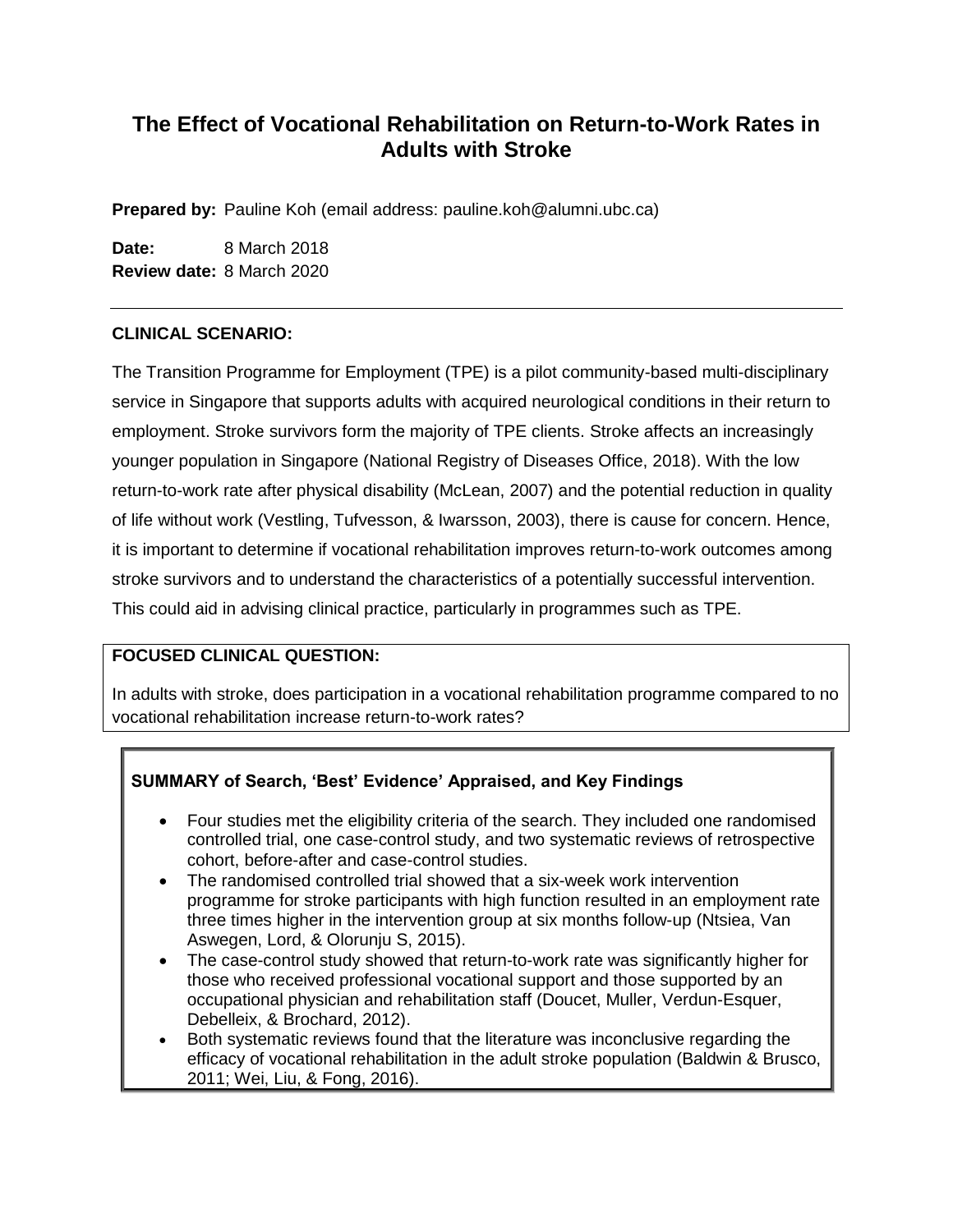# The Effect of Vocational Rehabilitation on Return-to-Work Rates in Adults with Stroke

**Prepared by:** Pauline Koh (email address: pauline.koh@alumni.ubc.ca)

**Date:** 8 March 2018
**Review date:** 8 March 2020

---

## CLINICAL SCENARIO:

The Transition Programme for Employment (TPE) is a pilot community-based multi-disciplinary service in Singapore that supports adults with acquired neurological conditions in their return to employment. Stroke survivors form the majority of TPE clients. Stroke affects an increasingly younger population in Singapore (National Registry of Diseases Office, 2018). With the low return-to-work rate after physical disability (McLean, 2007) and the potential reduction in quality of life without work (Vestling, Tufvesson, & Iwarsson, 2003), there is cause for concern. Hence, it is important to determine if vocational rehabilitation improves return-to-work outcomes among stroke survivors and to understand the characteristics of a potentially successful intervention. This could aid in advising clinical practice, particularly in programmes such as TPE.

## FOCUSED CLINICAL QUESTION:

In adults with stroke, does participation in a vocational rehabilitation programme compared to no vocational rehabilitation increase return-to-work rates?

## SUMMARY of Search, 'Best' Evidence' Appraised, and Key Findings

- Four studies met the eligibility criteria of the search. They included one randomised controlled trial, one case-control study, and two systematic reviews of retrospective cohort, before-after and case-control studies.
- The randomised controlled trial showed that a six-week work intervention programme for stroke participants with high function resulted in an employment rate three times higher in the intervention group at six months follow-up (Ntsiea, Van Aswegen, Lord, & Olorunju S, 2015).
- The case-control study showed that return-to-work rate was significantly higher for those who received professional vocational support and those supported by an occupational physician and rehabilitation staff (Doucet, Muller, Verdun-Esquer, Debelleix, & Brochard, 2012).
- Both systematic reviews found that the literature was inconclusive regarding the efficacy of vocational rehabilitation in the adult stroke population (Baldwin & Brusco, 2011; Wei, Liu, & Fong, 2016).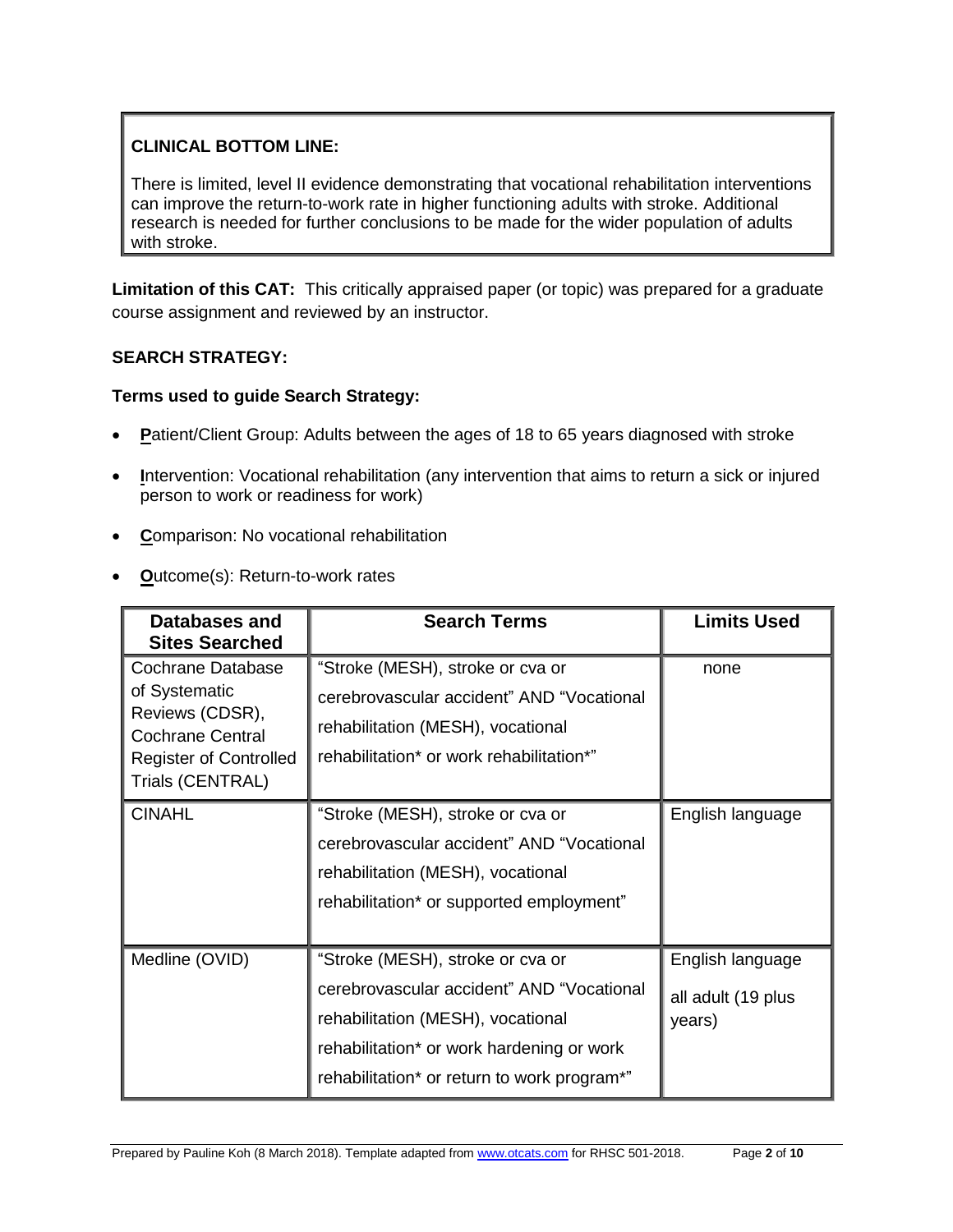**CLINICAL BOTTOM LINE:**

There is limited, level II evidence demonstrating that vocational rehabilitation interventions can improve the return-to-work rate in higher functioning adults with stroke. Additional research is needed for further conclusions to be made for the wider population of adults with stroke.

**Limitation of this CAT:** This critically appraised paper (or topic) was prepared for a graduate course assignment and reviewed by an instructor.

**SEARCH STRATEGY:**

**Terms used to guide Search Strategy:**

- **P**atient/Client Group: Adults between the ages of 18 to 65 years diagnosed with stroke
- **I**ntervention: Vocational rehabilitation (any intervention that aims to return a sick or injured person to work or readiness for work)
- **C**omparison: No vocational rehabilitation
- **O**utcome(s): Return-to-work rates

| Databases and Sites Searched | Search Terms | Limits Used |
|---|---|---|
| Cochrane Database of Systematic Reviews (CDSR), Cochrane Central Register of Controlled Trials (CENTRAL) | "Stroke (MESH), stroke or cva or cerebrovascular accident" AND "Vocational rehabilitation (MESH), vocational rehabilitation* or work rehabilitation*" | none |
| CINAHL | "Stroke (MESH), stroke or cva or cerebrovascular accident" AND "Vocational rehabilitation (MESH), vocational rehabilitation* or supported employment" | English language |
| Medline (OVID) | "Stroke (MESH), stroke or cva or cerebrovascular accident" AND "Vocational rehabilitation (MESH), vocational rehabilitation* or work hardening or work rehabilitation* or return to work program*" | English language<br>all adult (19 plus years) |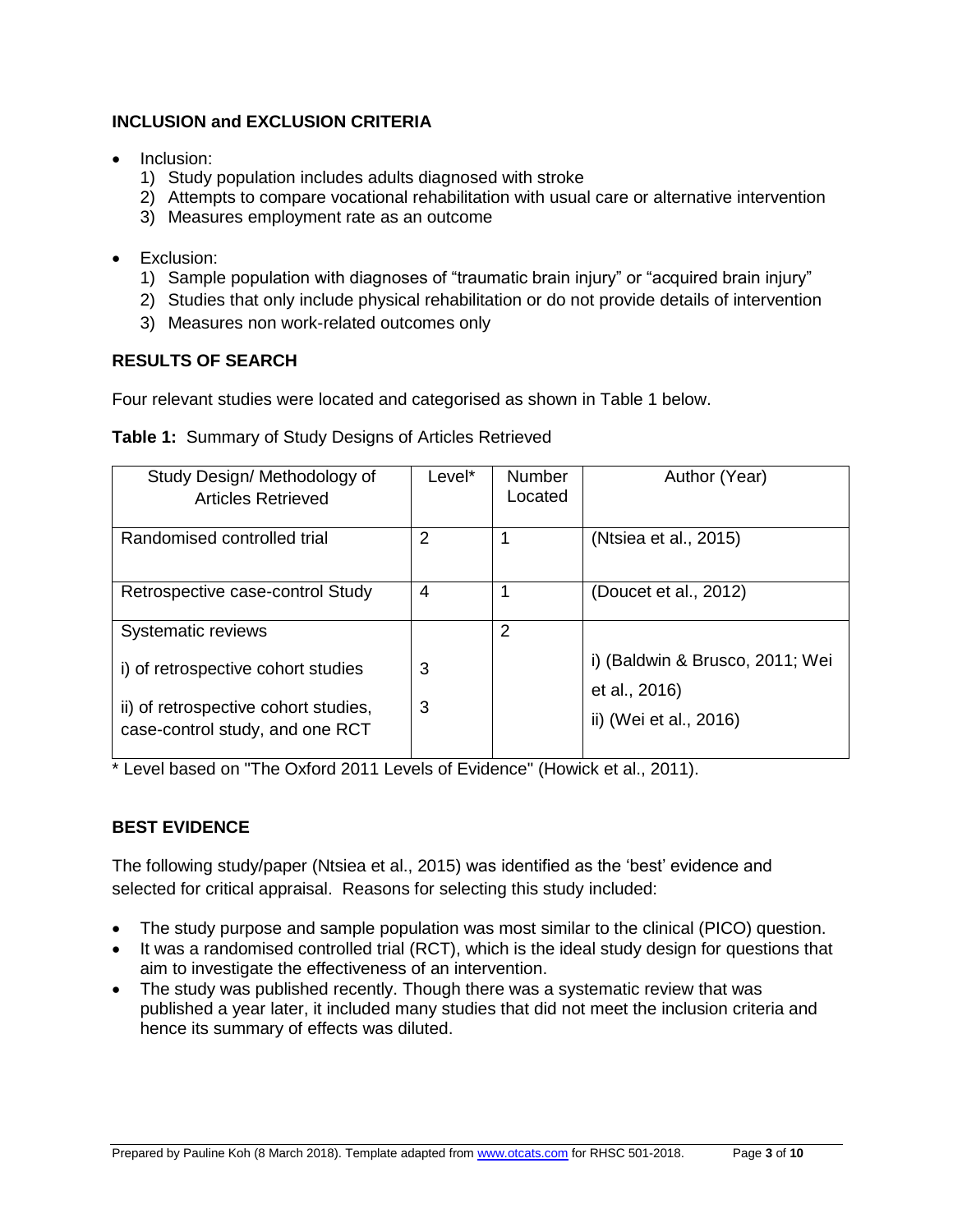## INCLUSION and EXCLUSION CRITERIA

- Inclusion:
  1) Study population includes adults diagnosed with stroke
  2) Attempts to compare vocational rehabilitation with usual care or alternative intervention
  3) Measures employment rate as an outcome

- Exclusion:
  1) Sample population with diagnoses of "traumatic brain injury" or "acquired brain injury"
  2) Studies that only include physical rehabilitation or do not provide details of intervention
  3) Measures non work-related outcomes only

## RESULTS OF SEARCH

Four relevant studies were located and categorised as shown in Table 1 below.

**Table 1:** Summary of Study Designs of Articles Retrieved

| Study Design/ Methodology of Articles Retrieved | Level* | Number Located | Author (Year) |
|---|---|---|---|
| Randomised controlled trial | 2 | 1 | (Ntsiea et al., 2015) |
| Retrospective case-control Study | 4 | 1 | (Doucet et al., 2012) |
| Systematic reviews | | 2 | |
| i) of retrospective cohort studies | 3 | | i) (Baldwin & Brusco, 2011; Wei et al., 2016) |
| ii) of retrospective cohort studies, case-control study, and one RCT | 3 | | ii) (Wei et al., 2016) |

\* Level based on "The Oxford 2011 Levels of Evidence" (Howick et al., 2011).

## BEST EVIDENCE

The following study/paper (Ntsiea et al., 2015) was identified as the 'best' evidence and selected for critical appraisal. Reasons for selecting this study included:

- The study purpose and sample population was most similar to the clinical (PICO) question.
- It was a randomised controlled trial (RCT), which is the ideal study design for questions that aim to investigate the effectiveness of an intervention.
- The study was published recently. Though there was a systematic review that was published a year later, it included many studies that did not meet the inclusion criteria and hence its summary of effects was diluted.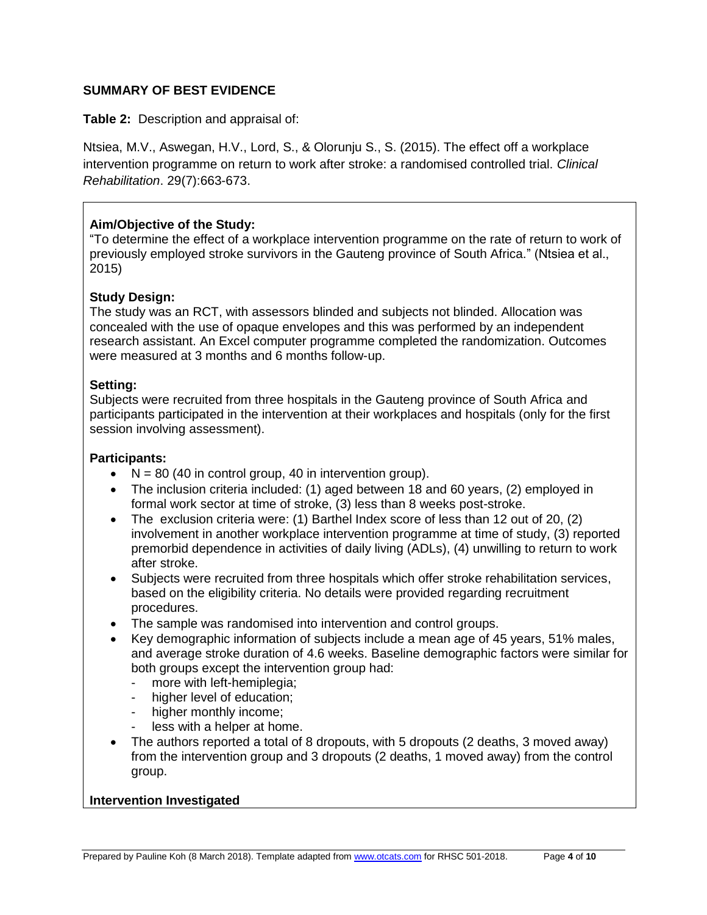## SUMMARY OF BEST EVIDENCE

**Table 2:** Description and appraisal of:

Ntsiea, M.V., Aswegan, H.V., Lord, S., & Olorunju S., S. (2015). The effect off a workplace intervention programme on return to work after stroke: a randomised controlled trial. *Clinical Rehabilitation*. 29(7):663-673.

**Aim/Objective of the Study:**

"To determine the effect of a workplace intervention programme on the rate of return to work of previously employed stroke survivors in the Gauteng province of South Africa." (Ntsiea et al., 2015)

**Study Design:**

The study was an RCT, with assessors blinded and subjects not blinded. Allocation was concealed with the use of opaque envelopes and this was performed by an independent research assistant. An Excel computer programme completed the randomization. Outcomes were measured at 3 months and 6 months follow-up.

**Setting:**

Subjects were recruited from three hospitals in the Gauteng province of South Africa and participants participated in the intervention at their workplaces and hospitals (only for the first session involving assessment).

**Participants:**

- N = 80 (40 in control group, 40 in intervention group).
- The inclusion criteria included: (1) aged between 18 and 60 years, (2) employed in formal work sector at time of stroke, (3) less than 8 weeks post-stroke.
- The exclusion criteria were: (1) Barthel Index score of less than 12 out of 20, (2) involvement in another workplace intervention programme at time of study, (3) reported premorbid dependence in activities of daily living (ADLs), (4) unwilling to return to work after stroke.
- Subjects were recruited from three hospitals which offer stroke rehabilitation services, based on the eligibility criteria. No details were provided regarding recruitment procedures.
- The sample was randomised into intervention and control groups.
- Key demographic information of subjects include a mean age of 45 years, 51% males, and average stroke duration of 4.6 weeks. Baseline demographic factors were similar for both groups except the intervention group had:
  - more with left-hemiplegia;
  - higher level of education;
  - higher monthly income;
  - less with a helper at home.
- The authors reported a total of 8 dropouts, with 5 dropouts (2 deaths, 3 moved away) from the intervention group and 3 dropouts (2 deaths, 1 moved away) from the control group.

**Intervention Investigated**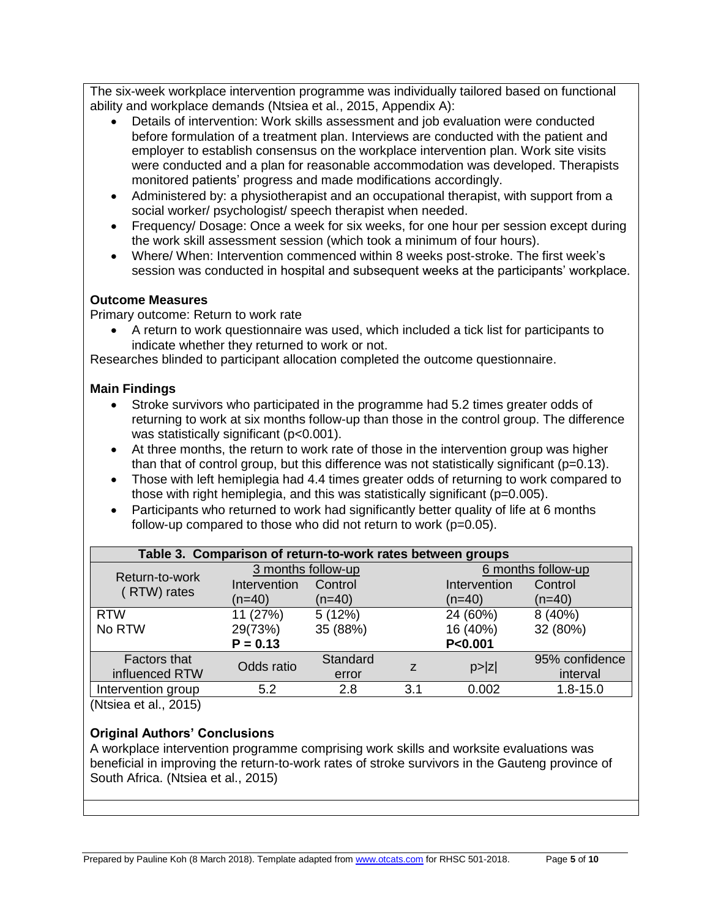The six-week workplace intervention programme was individually tailored based on functional ability and workplace demands (Ntsiea et al., 2015, Appendix A):

- Details of intervention: Work skills assessment and job evaluation were conducted before formulation of a treatment plan. Interviews are conducted with the patient and employer to establish consensus on the workplace intervention plan. Work site visits were conducted and a plan for reasonable accommodation was developed. Therapists monitored patients' progress and made modifications accordingly.
- Administered by: a physiotherapist and an occupational therapist, with support from a social worker/ psychologist/ speech therapist when needed.
- Frequency/ Dosage: Once a week for six weeks, for one hour per session except during the work skill assessment session (which took a minimum of four hours).
- Where/ When: Intervention commenced within 8 weeks post-stroke. The first week's session was conducted in hospital and subsequent weeks at the participants' workplace.

**Outcome Measures**

Primary outcome: Return to work rate

- A return to work questionnaire was used, which included a tick list for participants to indicate whether they returned to work or not.

Researches blinded to participant allocation completed the outcome questionnaire.

**Main Findings**

- Stroke survivors who participated in the programme had 5.2 times greater odds of returning to work at six months follow-up than those in the control group. The difference was statistically significant ($p<0.001$).
- At three months, the return to work rate of those in the intervention group was higher than that of control group, but this difference was not statistically significant ($p=0.13$).
- Those with left hemiplegia had 4.4 times greater odds of returning to work compared to those with right hemiplegia, and this was statistically significant ($p=0.005$).
- Participants who returned to work had significantly better quality of life at 6 months follow-up compared to those who did not return to work ($p=0.05$).

**Table 3. Comparison of return-to-work rates between groups**

| Return-to-work (RTW) rates | 3 months follow-up | | | 6 months follow-up | |
|---|---|---|---|---|---|
| | Intervention (n=40) | Control (n=40) | | Intervention (n=40) | Control (n=40) |
| RTW | 11 (27%) | 5 (12%) | | 24 (60%) | 8 (40%) |
| No RTW | 29(73%) | 35 (88%) | | 16 (40%) | 32 (80%) |
| | **P = 0.13** | | | **P<0.001** | |
| **Factors that influenced RTW** | **Odds ratio** | **Standard error** | **z** | **p>\|z\|** | **95% confidence interval** |
| Intervention group | 5.2 | 2.8 | 3.1 | 0.002 | 1.8-15.0 |

(Ntsiea et al., 2015)

**Original Authors' Conclusions**

A workplace intervention programme comprising work skills and worksite evaluations was beneficial in improving the return-to-work rates of stroke survivors in the Gauteng province of South Africa. (Ntsiea et al., 2015)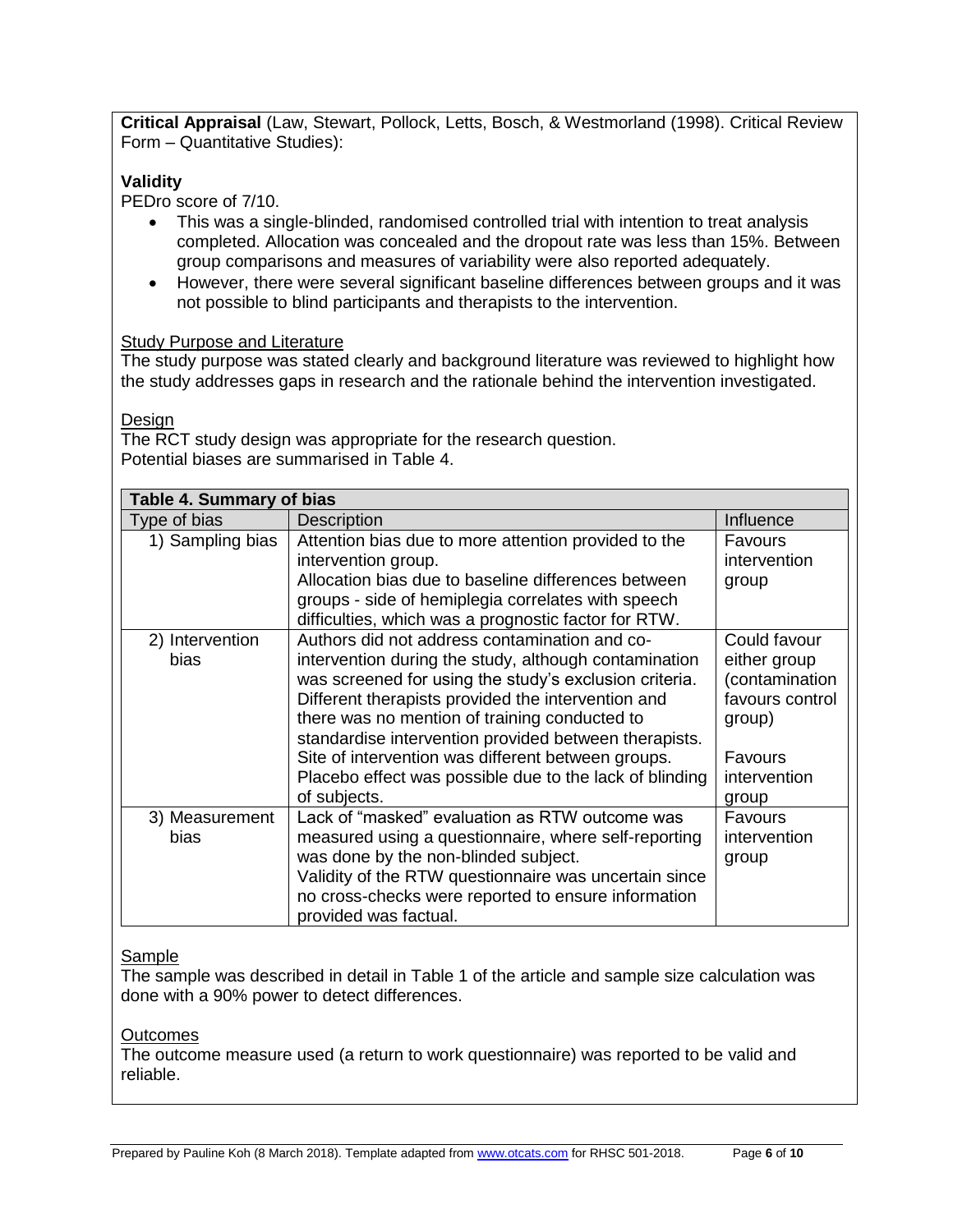**Critical Appraisal** (Law, Stewart, Pollock, Letts, Bosch, & Westmorland (1998). Critical Review Form – Quantitative Studies):

**Validity**

PEDro score of 7/10.

- This was a single-blinded, randomised controlled trial with intention to treat analysis completed. Allocation was concealed and the dropout rate was less than 15%. Between group comparisons and measures of variability were also reported adequately.
- However, there were several significant baseline differences between groups and it was not possible to blind participants and therapists to the intervention.

Study Purpose and Literature

The study purpose was stated clearly and background literature was reviewed to highlight how the study addresses gaps in research and the rationale behind the intervention investigated.

Design

The RCT study design was appropriate for the research question.
Potential biases are summarised in Table 4.

**Table 4. Summary of bias**

| Type of bias | Description | Influence |
|---|---|---|
| 1) Sampling bias | Attention bias due to more attention provided to the intervention group.<br>Allocation bias due to baseline differences between groups - side of hemiplegia correlates with speech difficulties, which was a prognostic factor for RTW. | Favours intervention group |
| 2) Intervention bias | Authors did not address contamination and co-intervention during the study, although contamination was screened for using the study's exclusion criteria.<br>Different therapists provided the intervention and there was no mention of training conducted to standardise intervention provided between therapists.<br>Site of intervention was different between groups.<br>Placebo effect was possible due to the lack of blinding of subjects. | Could favour either group (contamination favours control group)<br><br>Favours intervention group |
| 3) Measurement bias | Lack of "masked" evaluation as RTW outcome was measured using a questionnaire, where self-reporting was done by the non-blinded subject.<br>Validity of the RTW questionnaire was uncertain since no cross-checks were reported to ensure information provided was factual. | Favours intervention group |

Sample

The sample was described in detail in Table 1 of the article and sample size calculation was done with a 90% power to detect differences.

Outcomes

The outcome measure used (a return to work questionnaire) was reported to be valid and reliable.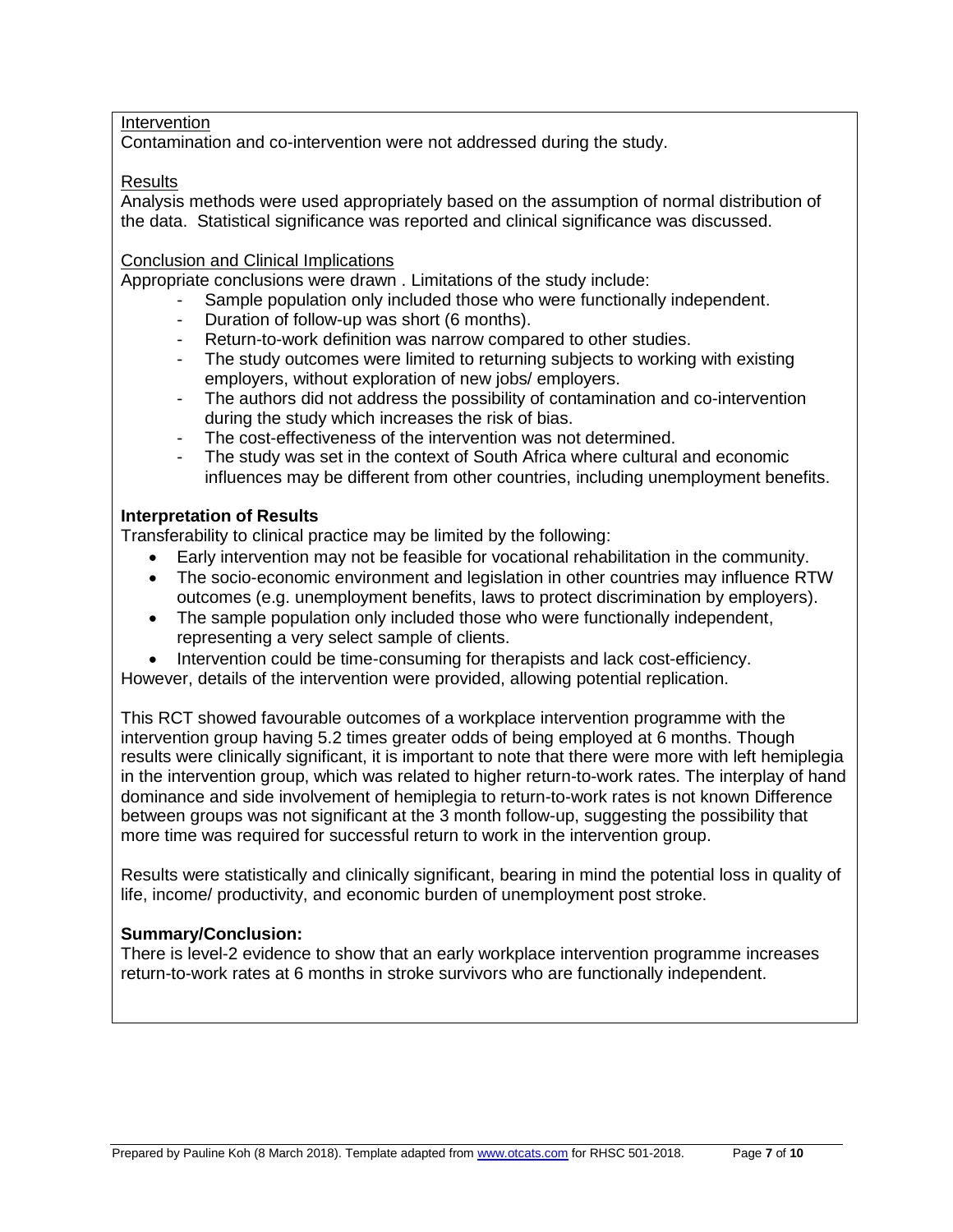Intervention

Contamination and co-intervention were not addressed during the study.

Results

Analysis methods were used appropriately based on the assumption of normal distribution of the data. Statistical significance was reported and clinical significance was discussed.

Conclusion and Clinical Implications

Appropriate conclusions were drawn . Limitations of the study include:

- Sample population only included those who were functionally independent.
- Duration of follow-up was short (6 months).
- Return-to-work definition was narrow compared to other studies.
- The study outcomes were limited to returning subjects to working with existing employers, without exploration of new jobs/ employers.
- The authors did not address the possibility of contamination and co-intervention during the study which increases the risk of bias.
- The cost-effectiveness of the intervention was not determined.
- The study was set in the context of South Africa where cultural and economic influences may be different from other countries, including unemployment benefits.

**Interpretation of Results**

Transferability to clinical practice may be limited by the following:

- Early intervention may not be feasible for vocational rehabilitation in the community.
- The socio-economic environment and legislation in other countries may influence RTW outcomes (e.g. unemployment benefits, laws to protect discrimination by employers).
- The sample population only included those who were functionally independent, representing a very select sample of clients.
- Intervention could be time-consuming for therapists and lack cost-efficiency.

However, details of the intervention were provided, allowing potential replication.

This RCT showed favourable outcomes of a workplace intervention programme with the intervention group having 5.2 times greater odds of being employed at 6 months. Though results were clinically significant, it is important to note that there were more with left hemiplegia in the intervention group, which was related to higher return-to-work rates. The interplay of hand dominance and side involvement of hemiplegia to return-to-work rates is not known Difference between groups was not significant at the 3 month follow-up, suggesting the possibility that more time was required for successful return to work in the intervention group.

Results were statistically and clinically significant, bearing in mind the potential loss in quality of life, income/ productivity, and economic burden of unemployment post stroke.

**Summary/Conclusion:**

There is level-2 evidence to show that an early workplace intervention programme increases return-to-work rates at 6 months in stroke survivors who are functionally independent.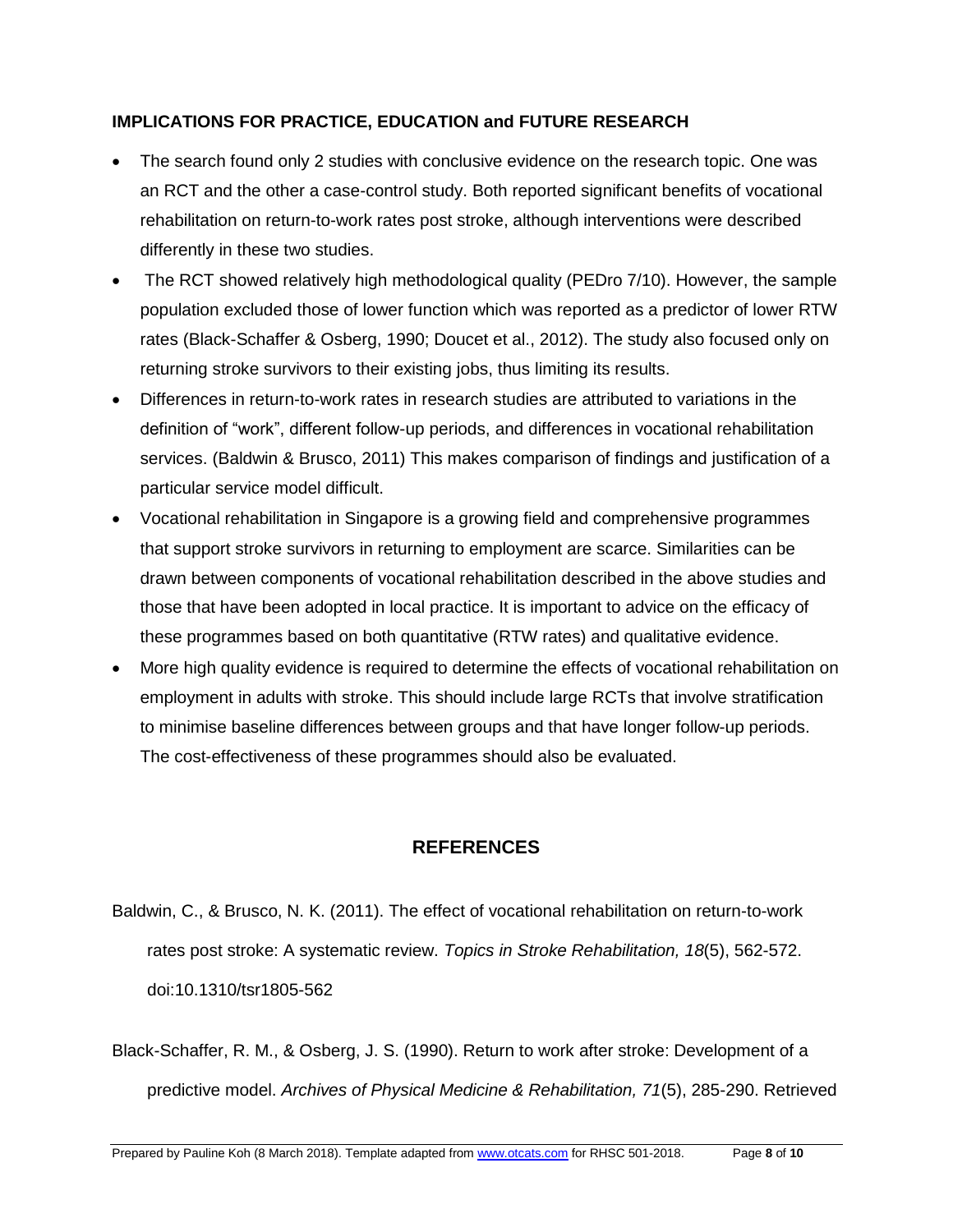## IMPLICATIONS FOR PRACTICE, EDUCATION and FUTURE RESEARCH

- The search found only 2 studies with conclusive evidence on the research topic. One was an RCT and the other a case-control study. Both reported significant benefits of vocational rehabilitation on return-to-work rates post stroke, although interventions were described differently in these two studies.
- The RCT showed relatively high methodological quality (PEDro 7/10). However, the sample population excluded those of lower function which was reported as a predictor of lower RTW rates (Black-Schaffer & Osberg, 1990; Doucet et al., 2012). The study also focused only on returning stroke survivors to their existing jobs, thus limiting its results.
- Differences in return-to-work rates in research studies are attributed to variations in the definition of "work", different follow-up periods, and differences in vocational rehabilitation services. (Baldwin & Brusco, 2011) This makes comparison of findings and justification of a particular service model difficult.
- Vocational rehabilitation in Singapore is a growing field and comprehensive programmes that support stroke survivors in returning to employment are scarce. Similarities can be drawn between components of vocational rehabilitation described in the above studies and those that have been adopted in local practice. It is important to advice on the efficacy of these programmes based on both quantitative (RTW rates) and qualitative evidence.
- More high quality evidence is required to determine the effects of vocational rehabilitation on employment in adults with stroke. This should include large RCTs that involve stratification to minimise baseline differences between groups and that have longer follow-up periods. The cost-effectiveness of these programmes should also be evaluated.

## REFERENCES

Baldwin, C., & Brusco, N. K. (2011). The effect of vocational rehabilitation on return-to-work rates post stroke: A systematic review. *Topics in Stroke Rehabilitation, 18*(5), 562-572. doi:10.1310/tsr1805-562

Black-Schaffer, R. M., & Osberg, J. S. (1990). Return to work after stroke: Development of a predictive model. *Archives of Physical Medicine & Rehabilitation, 71*(5), 285-290. Retrieved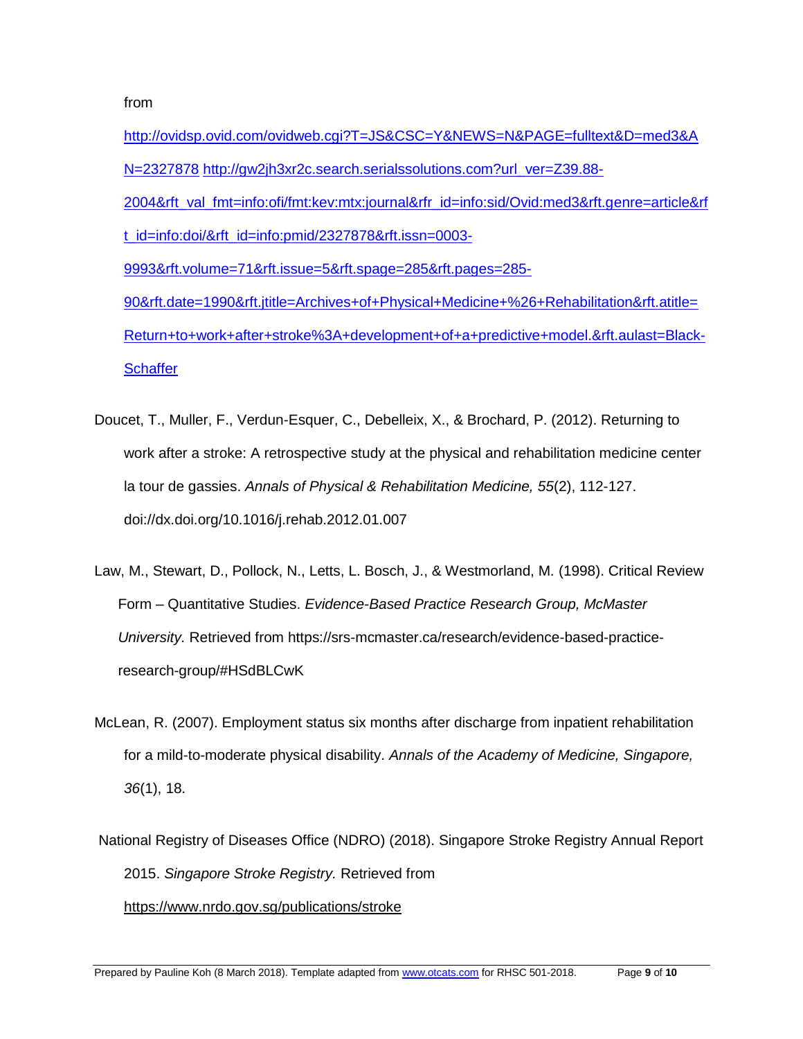from

http://ovidsp.ovid.com/ovidweb.cgi?T=JS&CSC=Y&NEWS=N&PAGE=fulltext&D=med3&AN=2327878 http://gw2jh3xr2c.search.serialssolutions.com?url_ver=Z39.88-2004&rft_val_fmt=info:ofi/fmt:kev:mtx:journal&rfr_id=info:sid/Ovid:med3&rft.genre=article&rft_id=info:doi/&rft_id=info:pmid/2327878&rft.issn=0003-9993&rft.volume=71&rft.issue=5&rft.spage=285&rft.pages=285-90&rft.date=1990&rft.jtitle=Archives+of+Physical+Medicine+%26+Rehabilitation&rft.atitle=Return+to+work+after+stroke%3A+development+of+a+predictive+model.&rft.aulast=Black-Schaffer

Doucet, T., Muller, F., Verdun-Esquer, C., Debelleix, X., & Brochard, P. (2012). Returning to work after a stroke: A retrospective study at the physical and rehabilitation medicine center la tour de gassies. *Annals of Physical & Rehabilitation Medicine, 55*(2), 112-127. doi://dx.doi.org/10.1016/j.rehab.2012.01.007

Law, M., Stewart, D., Pollock, N., Letts, L. Bosch, J., & Westmorland, M. (1998). Critical Review Form – Quantitative Studies. *Evidence-Based Practice Research Group, McMaster University.* Retrieved from https://srs-mcmaster.ca/research/evidence-based-practice-research-group/#HSdBLCwK

McLean, R. (2007). Employment status six months after discharge from inpatient rehabilitation for a mild-to-moderate physical disability. *Annals of the Academy of Medicine, Singapore, 36*(1), 18.

National Registry of Diseases Office (NDRO) (2018). Singapore Stroke Registry Annual Report 2015. *Singapore Stroke Registry.* Retrieved from https://www.nrdo.gov.sg/publications/stroke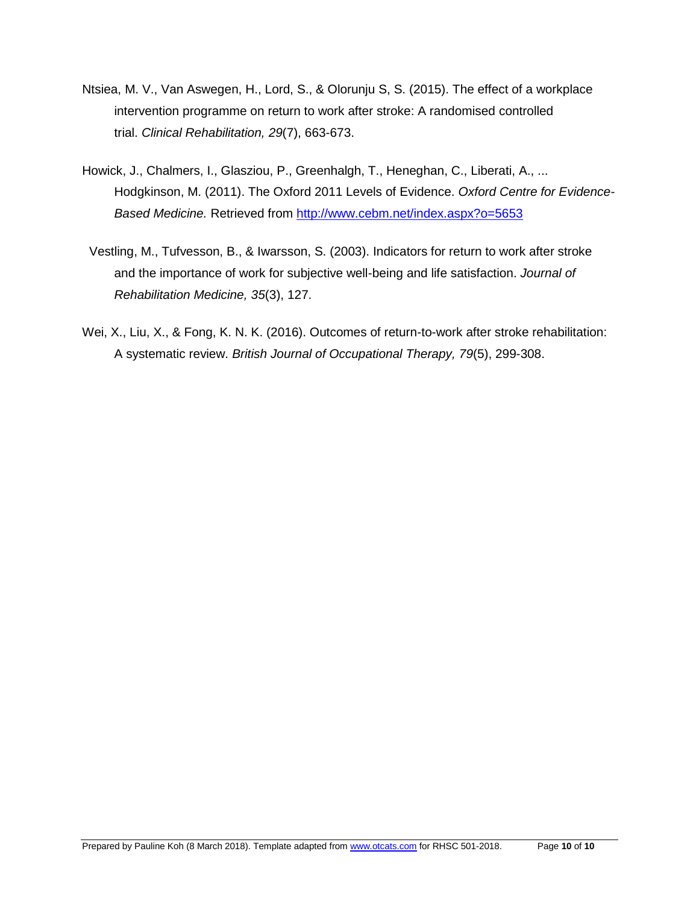Ntsiea, M. V., Van Aswegen, H., Lord, S., & Olorunju S, S. (2015). The effect of a workplace intervention programme on return to work after stroke: A randomised controlled trial. *Clinical Rehabilitation, 29*(7), 663-673.

Howick, J., Chalmers, I., Glasziou, P., Greenhalgh, T., Heneghan, C., Liberati, A., ... Hodgkinson, M. (2011). The Oxford 2011 Levels of Evidence. *Oxford Centre for Evidence-Based Medicine.* Retrieved from [http://www.cebm.net/index.aspx?o=5653](http://www.cebm.net/index.aspx?o=5653)

Vestling, M., Tufvesson, B., & Iwarsson, S. (2003). Indicators for return to work after stroke and the importance of work for subjective well-being and life satisfaction. *Journal of Rehabilitation Medicine, 35*(3), 127.

Wei, X., Liu, X., & Fong, K. N. K. (2016). Outcomes of return-to-work after stroke rehabilitation: A systematic review. *British Journal of Occupational Therapy, 79*(5), 299-308.